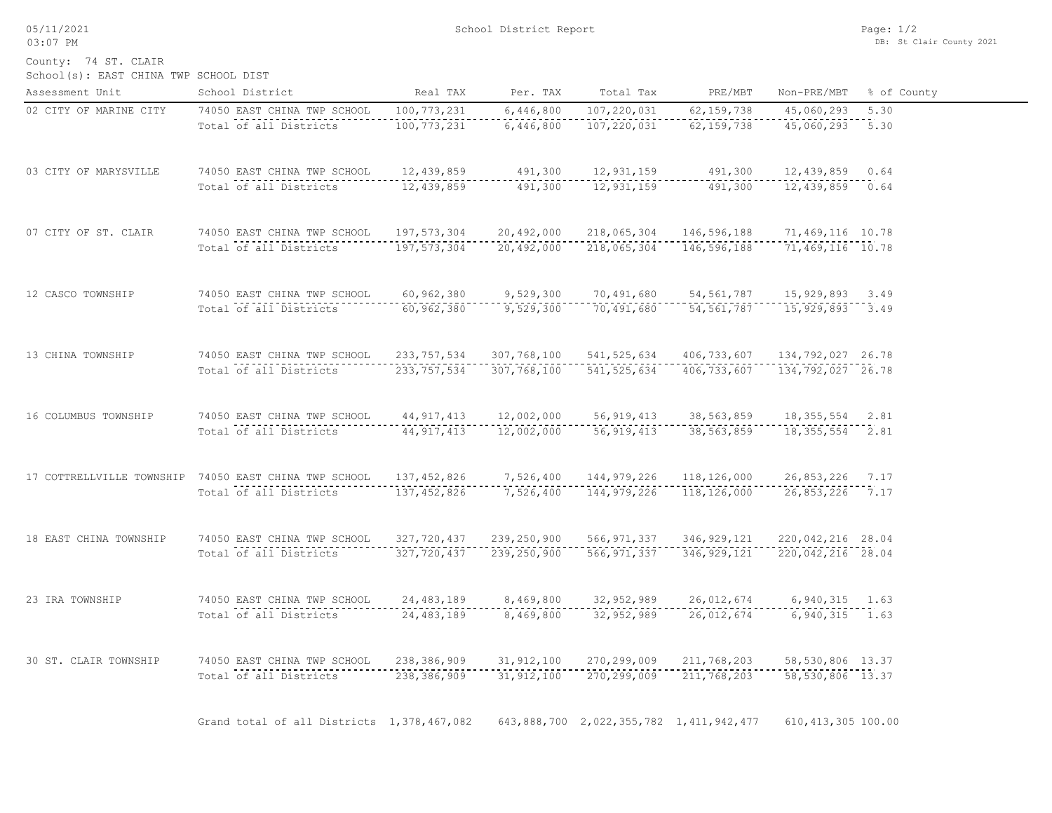# School District Report

05/11/2021
03:07 PM

DB: St Clair County 2021

County: 74 ST. CLAIR

School(s): EAST CHINA TWP SCHOOL DIST

| Assessment Unit | School District | Real TAX | Per. TAX | Total Tax | PRE/MBT | Non-PRE/MBT | % of County |
|---|---|---|---|---|---|---|---|
| 02 CITY OF MARINE CITY | 74050 EAST CHINA TWP SCHOOL | 100,773,231 | 6,446,800 | 107,220,031 | 62,159,738 | 45,060,293 | 5.30 |
| | Total of all Districts | 100,773,231 | 6,446,800 | 107,220,031 | 62,159,738 | 45,060,293 | 5.30 |
| 03 CITY OF MARYSVILLE | 74050 EAST CHINA TWP SCHOOL | 12,439,859 | 491,300 | 12,931,159 | 491,300 | 12,439,859 | 0.64 |
| | Total of all Districts | 12,439,859 | 491,300 | 12,931,159 | 491,300 | 12,439,859 | 0.64 |
| 07 CITY OF ST. CLAIR | 74050 EAST CHINA TWP SCHOOL | 197,573,304 | 20,492,000 | 218,065,304 | 146,596,188 | 71,469,116 | 10.78 |
| | Total of all Districts | 197,573,304 | 20,492,000 | 218,065,304 | 146,596,188 | 71,469,116 | 10.78 |
| 12 CASCO TOWNSHIP | 74050 EAST CHINA TWP SCHOOL | 60,962,380 | 9,529,300 | 70,491,680 | 54,561,787 | 15,929,893 | 3.49 |
| | Total of all Districts | 60,962,380 | 9,529,300 | 70,491,680 | 54,561,787 | 15,929,893 | 3.49 |
| 13 CHINA TOWNSHIP | 74050 EAST CHINA TWP SCHOOL | 233,757,534 | 307,768,100 | 541,525,634 | 406,733,607 | 134,792,027 | 26.78 |
| | Total of all Districts | 233,757,534 | 307,768,100 | 541,525,634 | 406,733,607 | 134,792,027 | 26.78 |
| 16 COLUMBUS TOWNSHIP | 74050 EAST CHINA TWP SCHOOL | 44,917,413 | 12,002,000 | 56,919,413 | 38,563,859 | 18,355,554 | 2.81 |
| | Total of all Districts | 44,917,413 | 12,002,000 | 56,919,413 | 38,563,859 | 18,355,554 | 2.81 |
| 17 COTTRELLVILLE TOWNSHIP | 74050 EAST CHINA TWP SCHOOL | 137,452,826 | 7,526,400 | 144,979,226 | 118,126,000 | 26,853,226 | 7.17 |
| | Total of all Districts | 137,452,826 | 7,526,400 | 144,979,226 | 118,126,000 | 26,853,226 | 7.17 |
| 18 EAST CHINA TOWNSHIP | 74050 EAST CHINA TWP SCHOOL | 327,720,437 | 239,250,900 | 566,971,337 | 346,929,121 | 220,042,216 | 28.04 |
| | Total of all Districts | 327,720,437 | 239,250,900 | 566,971,337 | 346,929,121 | 220,042,216 | 28.04 |
| 23 IRA TOWNSHIP | 74050 EAST CHINA TWP SCHOOL | 24,483,189 | 8,469,800 | 32,952,989 | 26,012,674 | 6,940,315 | 1.63 |
| | Total of all Districts | 24,483,189 | 8,469,800 | 32,952,989 | 26,012,674 | 6,940,315 | 1.63 |
| 30 ST. CLAIR TOWNSHIP | 74050 EAST CHINA TWP SCHOOL | 238,386,909 | 31,912,100 | 270,299,009 | 211,768,203 | 58,530,806 | 13.37 |
| | Total of all Districts | 238,386,909 | 31,912,100 | 270,299,009 | 211,768,203 | 58,530,806 | 13.37 |
| | Grand total of all Districts | 1,378,467,082 | 643,888,700 | 2,022,355,782 | 1,411,942,477 | 610,413,305 | 100.00 |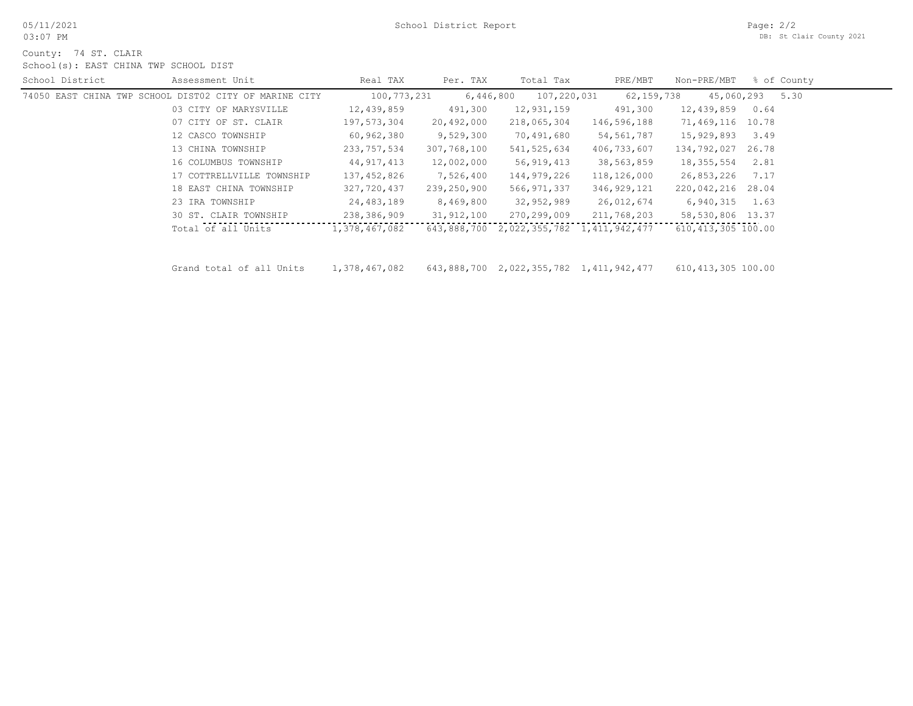County: 74 ST. CLAIR
School(s): EAST CHINA TWP SCHOOL DIST

| School District | Assessment Unit | Real TAX | Per. TAX | Total Tax | PRE/MBT | Non-PRE/MBT | % of County |
|---|---|---|---|---|---|---|---|
| 74050 EAST CHINA TWP SCHOOL DIST | 02 CITY OF MARINE CITY | 100,773,231 | 6,446,800 | 107,220,031 | 62,159,738 | 45,060,293 | 5.30 |
| | 03 CITY OF MARYSVILLE | 12,439,859 | 491,300 | 12,931,159 | 491,300 | 12,439,859 | 0.64 |
| | 07 CITY OF ST. CLAIR | 197,573,304 | 20,492,000 | 218,065,304 | 146,596,188 | 71,469,116 | 10.78 |
| | 12 CASCO TOWNSHIP | 60,962,380 | 9,529,300 | 70,491,680 | 54,561,787 | 15,929,893 | 3.49 |
| | 13 CHINA TOWNSHIP | 233,757,534 | 307,768,100 | 541,525,634 | 406,733,607 | 134,792,027 | 26.78 |
| | 16 COLUMBUS TOWNSHIP | 44,917,413 | 12,002,000 | 56,919,413 | 38,563,859 | 18,355,554 | 2.81 |
| | 17 COTTRELLVILLE TOWNSHIP | 137,452,826 | 7,526,400 | 144,979,226 | 118,126,000 | 26,853,226 | 7.17 |
| | 18 EAST CHINA TOWNSHIP | 327,720,437 | 239,250,900 | 566,971,337 | 346,929,121 | 220,042,216 | 28.04 |
| | 23 IRA TOWNSHIP | 24,483,189 | 8,469,800 | 32,952,989 | 26,012,674 | 6,940,315 | 1.63 |
| | 30 ST. CLAIR TOWNSHIP | 238,386,909 | 31,912,100 | 270,299,009 | 211,768,203 | 58,530,806 | 13.37 |
| | Total of all Units | 1,378,467,082 | 643,888,700 | 2,022,355,782 | 1,411,942,477 | 610,413,305 | 100.00 |
| | | | | | | | |
| | Grand total of all Units | 1,378,467,082 | 643,888,700 | 2,022,355,782 | 1,411,942,477 | 610,413,305 | 100.00 |